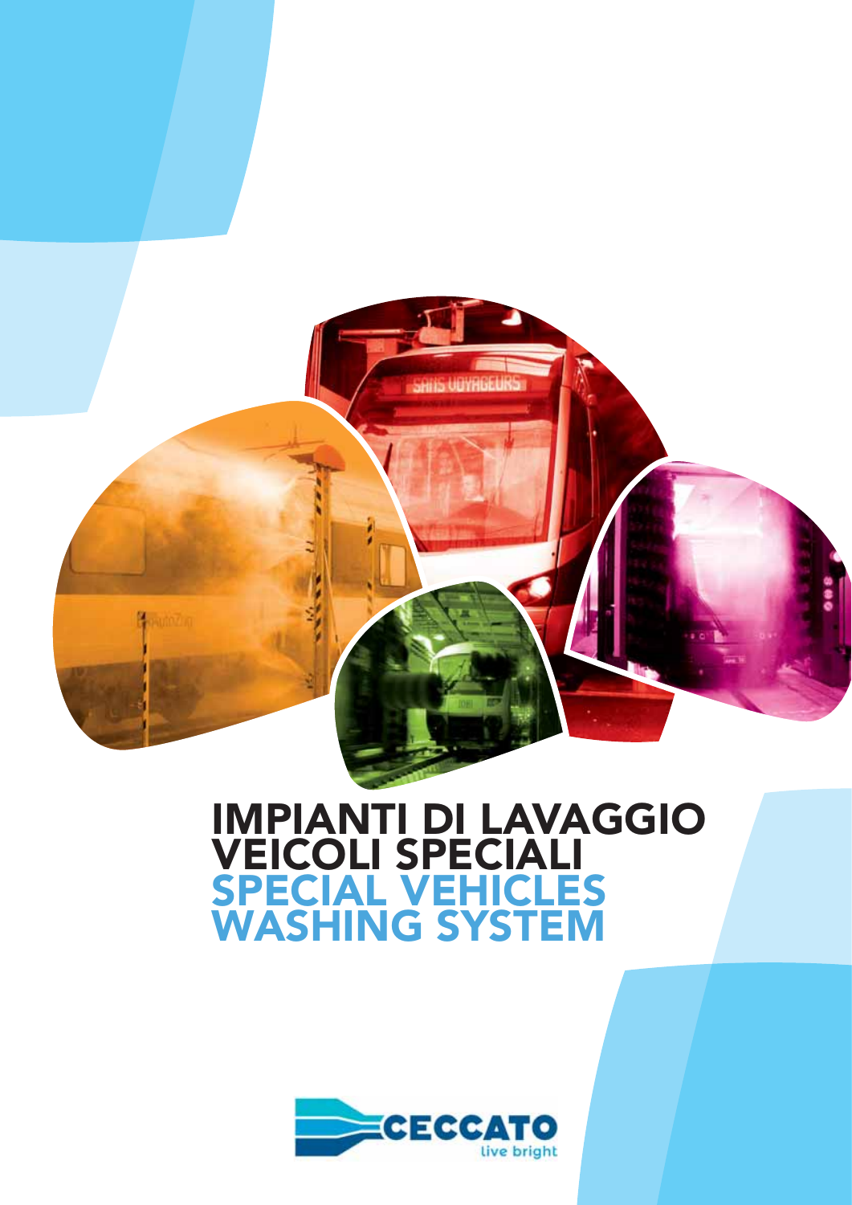# IMPIANTI DI LAVAGGIO VEICOLI SPECIALI

# SPECIAL VEHICLES WASHING SYSTEM

CECCATO
live bright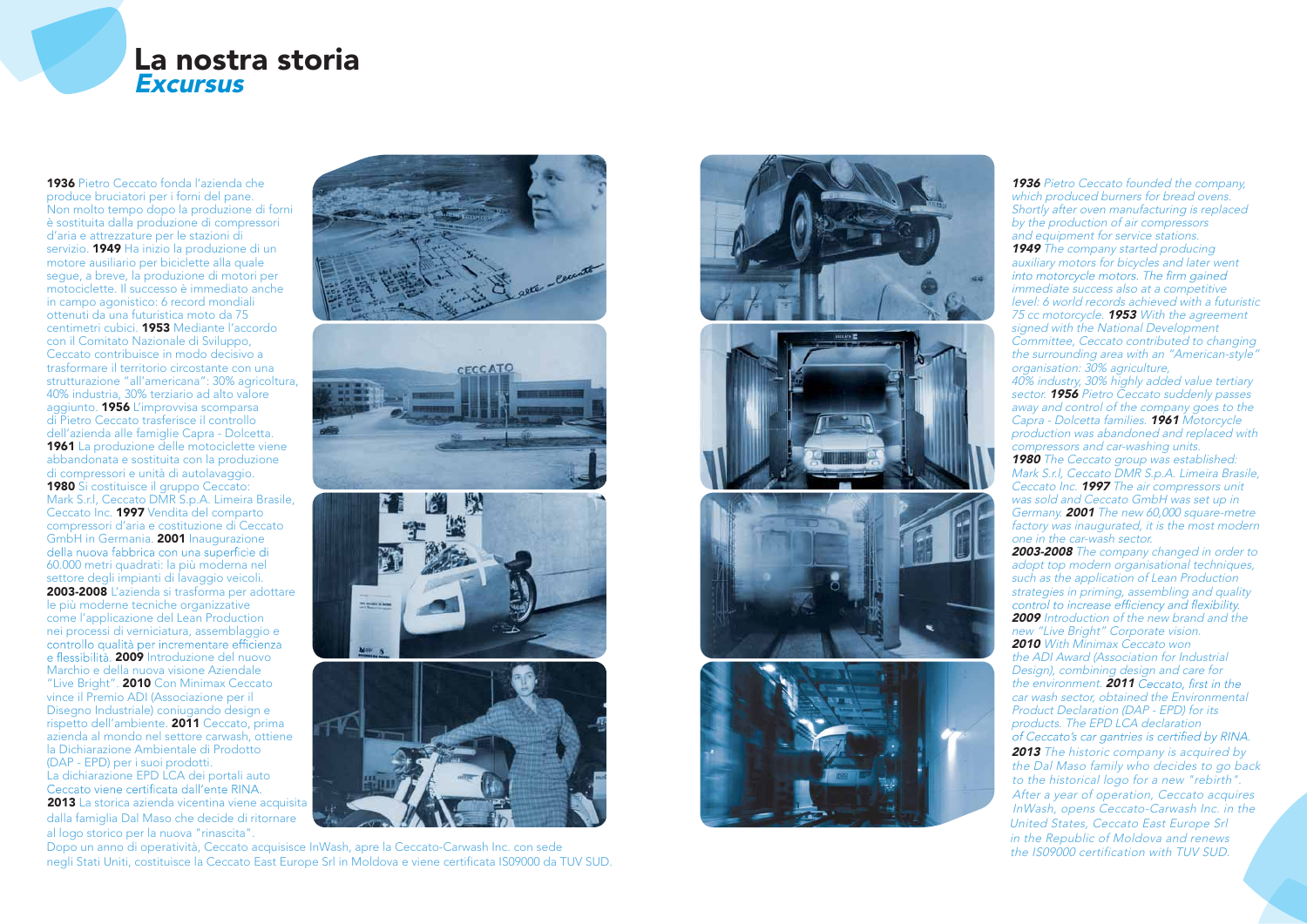# La nostra storia
## *Excursus*

**1936** Pietro Ceccato fonda l'azienda che produce bruciatori per i forni del pane. Non molto tempo dopo la produzione di forni è sostituita dalla produzione di compressori d'aria e attrezzature per le stazioni di servizio. **1949** Ha inizio la produzione di un motore ausiliario per biciclette alla quale segue, a breve, la produzione di motori per motociclette. Il successo è immediato anche in campo agonistico: 6 record mondiali ottenuti da una futuristica moto da 75 centimetri cubici. **1953** Mediante l'accordo con il Comitato Nazionale di Sviluppo, Ceccato contribuisce in modo decisivo a trasformare il territorio circostante con una strutturazione "all'americana": 30% agricoltura, 40% industria, 30% terziario ad alto valore aggiunto. **1956** L'improvvisa scomparsa di Pietro Ceccato trasferisce il controllo dell'azienda alle famiglie Capra - Dolcetta. **1961** La produzione delle motociclette viene abbandonata e sostituita con la produzione di compressori e unità di autolavaggio. **1980** Si costituisce il gruppo Ceccato: Mark S.r.l, Ceccato DMR S.p.A. Limeira Brasile, Ceccato Inc. **1997** Vendita del comparto compressori d'aria e costituzione di Ceccato GmbH in Germania. **2001** Inaugurazione della nuova fabbrica con una superficie di 60.000 metri quadrati: la più moderna nel settore degli impianti di lavaggio veicoli. **2003-2008** L'azienda si trasforma per adottare le più moderne tecniche organizzative come l'applicazione del Lean Production nei processi di verniciatura, assemblaggio e controllo qualità per incrementare efficienza e flessibilità. **2009** Introduzione del nuovo Marchio e della nuova visione Aziendale "Live Bright". **2010** Con Minimax Ceccato vince il Premio ADI (Associazione per il Disegno Industriale) coniugando design e rispetto dell'ambiente. **2011** Ceccato, prima azienda al mondo nel settore carwash, ottiene la Dichiarazione Ambientale di Prodotto (DAP - EPD) per i suoi prodotti. La dichiarazione EPD LCA dei portali auto Ceccato viene certificata dall'ente RINA. **2013** La storica azienda vicentina viene acquisita dalla famiglia Dal Maso che decide di ritornare al logo storico per la nuova "rinascita". Dopo un anno di operatività, Ceccato acquisisce InWash, apre la Ceccato-Carwash Inc. con sede negli Stati Uniti, costituisce la Ceccato East Europe Srl in Moldova e viene certificata IS09000 da TUV SUD.

***1936*** *Pietro Ceccato founded the company, which produced burners for bread ovens. Shortly after oven manufacturing is replaced by the production of air compressors and equipment for service stations.* ***1949*** *The company started producing auxiliary motors for bicycles and later went into motorcycle motors. The firm gained immediate success also at a competitive level: 6 world records achieved with a futuristic 75 cc motorcycle.* ***1953*** *With the agreement signed with the National Development Committee, Ceccato contributed to changing the surrounding area with an "American-style" organisation: 30% agriculture, 40% industry, 30% highly added value tertiary sector.* ***1956*** *Pietro Ceccato suddenly passes away and control of the company goes to the Capra - Dolcetta families.* ***1961*** *Motorcycle production was abandoned and replaced with compressors and car-washing units.* ***1980*** *The Ceccato group was established: Mark S.r.l, Ceccato DMR S.p.A. Limeira Brasile, Ceccato Inc.* ***1997*** *The air compressors unit was sold and Ceccato GmbH was set up in Germany.* ***2001*** *The new 60,000 square-metre factory was inaugurated, it is the most modern one in the car-wash sector.* ***2003-2008*** *The company changed in order to adopt top modern organisational techniques, such as the application of Lean Production strategies in priming, assembling and quality control to increase efficiency and flexibility.* ***2009*** *Introduction of the new brand and the new "Live Bright" Corporate vision.* ***2010*** *With Minimax Ceccato won the ADI Award (Association for Industrial Design), combining design and care for the environment.* ***2011*** *Ceccato, first in the car wash sector, obtained the Environmental Product Declaration (DAP - EPD) for its products. The EPD LCA declaration of Ceccato's car gantries is certified by RINA.* ***2013*** *The historic company is acquired by the Dal Maso family who decides to go back to the historical logo for a new "rebirth". After a year of operation, Ceccato acquires InWash, opens Ceccato-Carwash Inc. in the United States, Ceccato East Europe Srl in the Republic of Moldova and renews the IS09000 certification with TUV SUD.*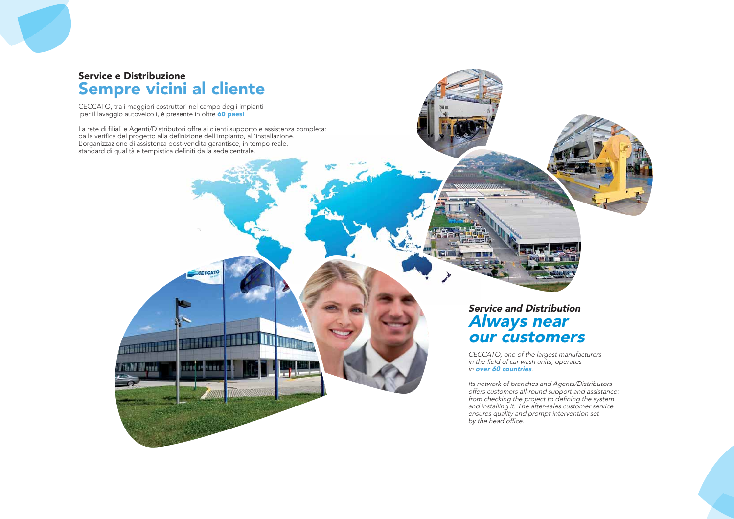### Service e Distribuzione
## Sempre vicini al cliente

CECCATO, tra i maggiori costruttori nel campo degli impianti per il lavaggio autoveicoli, è presente in oltre **60 paesi**.

La rete di filiali e Agenti/Distributori offre ai clienti supporto e assistenza completa: dalla verifica del progetto alla definizione dell'impianto, all'installazione. L'organizzazione di assistenza post-vendita garantisce, in tempo reale, standard di qualità e tempistica definiti dalla sede centrale.

### *Service and Distribution*
## *Always near our customers*

*CECCATO, one of the largest manufacturers in the field of car wash units, operates in **over 60 countries**.*

*Its network of branches and Agents/Distributors offers customers all-round support and assistance: from checking the project to defining the system and installing it. The after-sales customer service ensures quality and prompt intervention set by the head office.*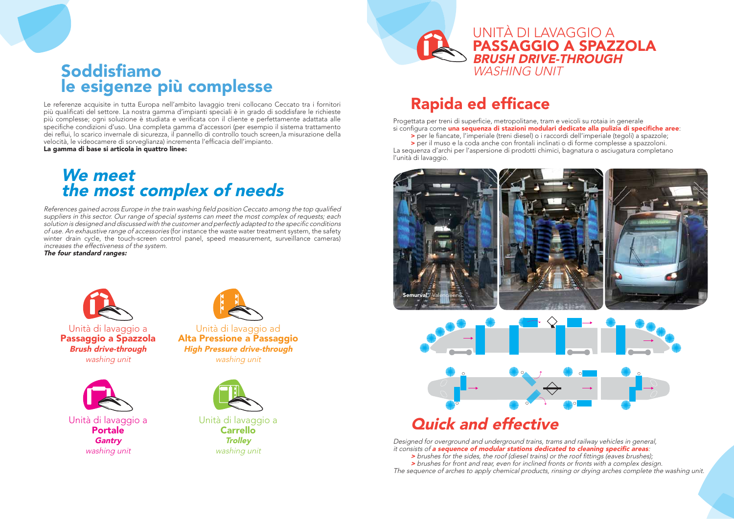# Soddisfiamo le esigenze più complesse

Le referenze acquisite in tutta Europa nell'ambito lavaggio treni collocano Ceccato tra i fornitori più qualificati del settore. La nostra gamma d'impianti speciali è in grado di soddisfare le richieste più complesse; ogni soluzione è studiata e verificata con il cliente e perfettamente adattata alle specifiche condizioni d'uso. Una completa gamma d'accessori (per esempio il sistema trattamento dei reflui, lo scarico invernale di sicurezza, il pannello di controllo touch screen,la misurazione della velocità, le videocamere di sorveglianza) incrementa l'efficacia dell'impianto.
**La gamma di base si articola in quattro linee:**

# *We meet the most complex of needs*

*References gained across Europe in the train washing field position Ceccato among the top qualified suppliers in this sector. Our range of special systems can meet the most complex of requests; each solution is designed and discussed with the customer and perfectly adapted to the specific conditions of use. An exhaustive range of accessories* (for instance the waste water treatment system, the safety winter drain cycle, the touch-screen control panel, speed measurement, surveillance cameras) *increases the effectiveness of the system.*
***The four standard ranges:***

Unità di lavaggio a **Passaggio a Spazzola**
***Brush drive-through***
*washing unit*

Unità di lavaggio ad **Alta Pressione a Passaggio**
***High Pressure drive-through***
*washing unit*

Unità di lavaggio a **Portale**
***Gantry***
*washing unit*

Unità di lavaggio a **Carrello**
***Trolley***
*washing unit*

## UNITÀ DI LAVAGGIO A **PASSAGGIO A SPAZZOLA**
## ***BRUSH DRIVE-THROUGH*** *WASHING UNIT*

# Rapida ed efficace

Progettata per treni di superficie, metropolitane, tram e veicoli su rotaia in generale si configura come **una sequenza di stazioni modulari dedicate alla pulizia di specifiche aree**:

> per le fiancate, l'imperiale (treni diesel) o i raccordi dell'imperiale (tegoli) a spazzole;
> per il muso e la coda anche con frontali inclinati o di forme complesse a spazzoloni.

La sequenza d'archi per l'aspersione di prodotti chimici, bagnatura o asciugatura completano l'unità di lavaggio.

**Semurval** / Valencienne

# *Quick and effective*

*Designed for overground and underground trains, trams and railway vehicles in general, it consists of* ***a sequence of modular stations dedicated to cleaning specific areas****:*

*> brushes for the sides, the roof (diesel trains) or the roof fittings (eaves brushes);*
*> brushes for front and rear, even for inclined fronts or fronts with a complex design.*

*The sequence of arches to apply chemical products, rinsing or drying arches complete the washing unit.*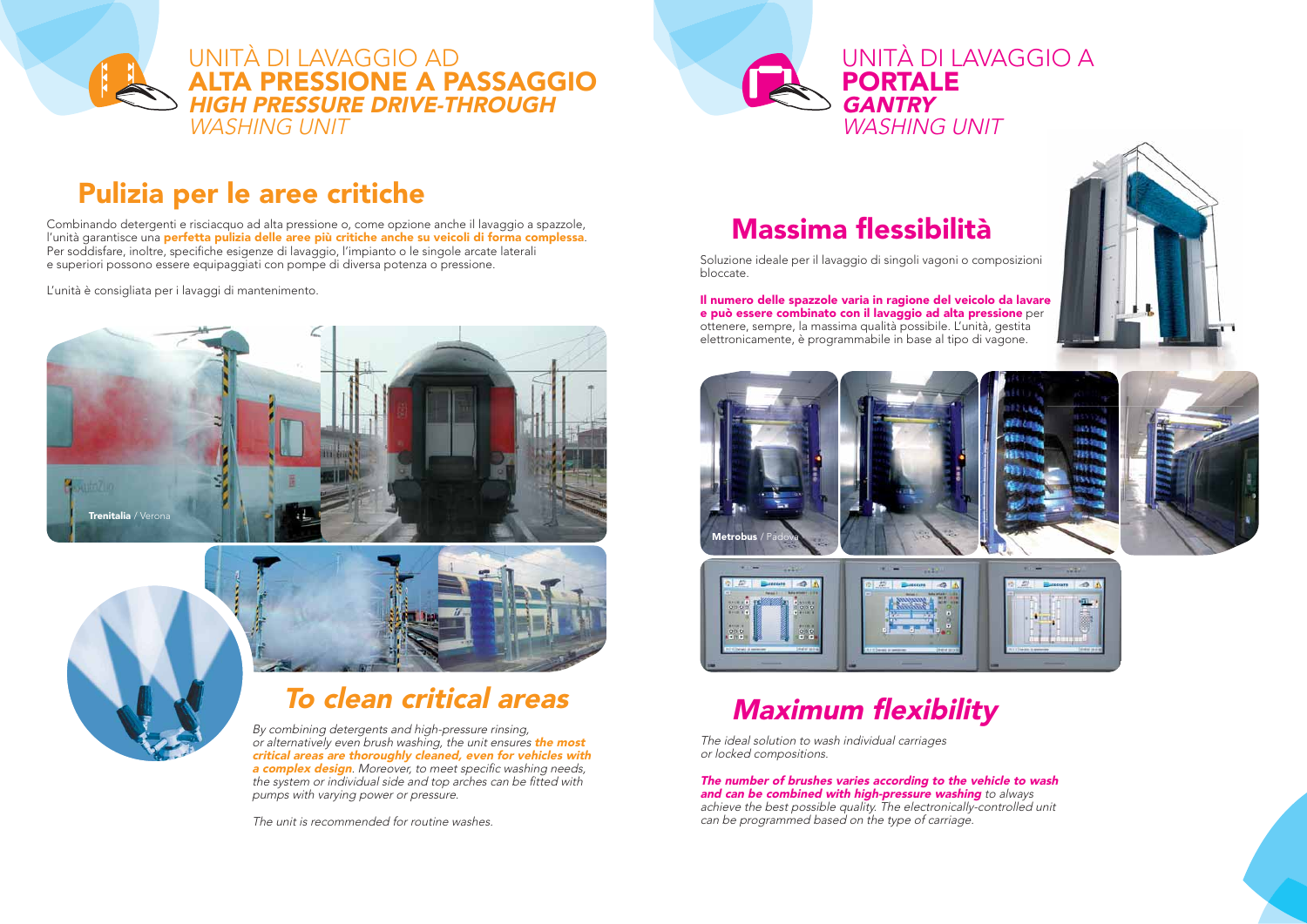# UNITÀ DI LAVAGGIO AD **ALTA PRESSIONE A PASSAGGIO**

***HIGH PRESSURE DRIVE-THROUGH*** *WASHING UNIT*

## Pulizia per le aree critiche

Combinando detergenti e risciacquo ad alta pressione o, come opzione anche il lavaggio a spazzole, l'unità garantisce una **perfetta pulizia delle aree più critiche anche su veicoli di forma complessa**. Per soddisfare, inoltre, specifiche esigenze di lavaggio, l'impianto o le singole arcate laterali e superiori possono essere equipaggiati con pompe di diversa potenza o pressione.

L'unità è consigliata per i lavaggi di mantenimento.

**Trenitalia** / Verona

## *To clean critical areas*

*By combining detergents and high-pressure rinsing, or alternatively even brush washing, the unit ensures* ***the most critical areas are thoroughly cleaned, even for vehicles with a complex design****. Moreover, to meet specific washing needs, the system or individual side and top arches can be fitted with pumps with varying power or pressure.*

*The unit is recommended for routine washes.*

# UNITÀ DI LAVAGGIO A **PORTALE**

***GANTRY*** *WASHING UNIT*

## Massima flessibilità

Soluzione ideale per il lavaggio di singoli vagoni o composizioni bloccate.

**Il numero delle spazzole varia in ragione del veicolo da lavare e può essere combinato con il lavaggio ad alta pressione** per ottenere, sempre, la massima qualità possibile. L'unità, gestita elettronicamente, è programmabile in base al tipo di vagone.

**Metrobus** / Padova

## *Maximum flexibility*

*The ideal solution to wash individual carriages or locked compositions.*

***The number of brushes varies according to the vehicle to wash and can be combined with high-pressure washing*** *to always achieve the best possible quality. The electronically-controlled unit can be programmed based on the type of carriage.*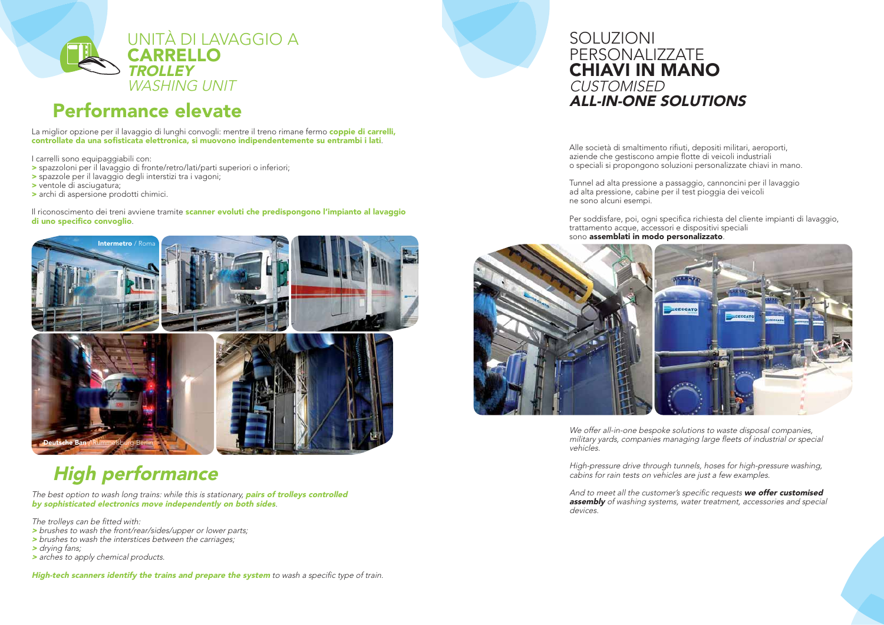# UNITÀ DI LAVAGGIO A **CARRELLO**
## ***TROLLEY*** *WASHING UNIT*

## Performance elevate

La miglior opzione per il lavaggio di lunghi convogli: mentre il treno rimane fermo **coppie di carrelli, controllate da una sofisticata elettronica, si muovono indipendentemente su entrambi i lati**.

I carrelli sono equipaggiabili con:

- > spazzoloni per il lavaggio di fronte/retro/lati/parti superiori o inferiori;
- > spazzole per il lavaggio degli interstizi tra i vagoni;
- > ventole di asciugatura;
- > archi di aspersione prodotti chimici.

Il riconoscimento dei treni avviene tramite **scanner evoluti che predispongono l'impianto al lavaggio di uno specifico convoglio**.

**Intermetro** / Roma

**Deutsche Bahn** / Rummelsburg-Berlin

## *High performance*

*The best option to wash long trains: while this is stationary, **pairs of trolleys controlled by sophisticated electronics move independently on both sides**.*

*The trolleys can be fitted with:*

- *> brushes to wash the front/rear/sides/upper or lower parts;*
- *> brushes to wash the interstices between the carriages;*
- *> drying fans;*
- *> arches to apply chemical products.*

***High-tech scanners identify the trains and prepare the system** to wash a specific type of train.*

# SOLUZIONI PERSONALIZZATE **CHIAVI IN MANO**
## *CUSTOMISED* ***ALL-IN-ONE SOLUTIONS***

Alle società di smaltimento rifiuti, depositi militari, aeroporti, aziende che gestiscono ampie flotte di veicoli industriali o speciali si propongono soluzioni personalizzate chiavi in mano.

Tunnel ad alta pressione a passaggio, cannoncini per il lavaggio ad alta pressione, cabine per il test pioggia dei veicoli ne sono alcuni esempi.

Per soddisfare, poi, ogni specifica richiesta del cliente impianti di lavaggio, trattamento acque, accessori e dispositivi speciali sono **assemblati in modo personalizzato**.

*We offer all-in-one bespoke solutions to waste disposal companies, military yards, companies managing large fleets of industrial or special vehicles.*

*High-pressure drive through tunnels, hoses for high-pressure washing, cabins for rain tests on vehicles are just a few examples.*

*And to meet all the customer's specific requests **we offer customised assembly** of washing systems, water treatment, accessories and special devices.*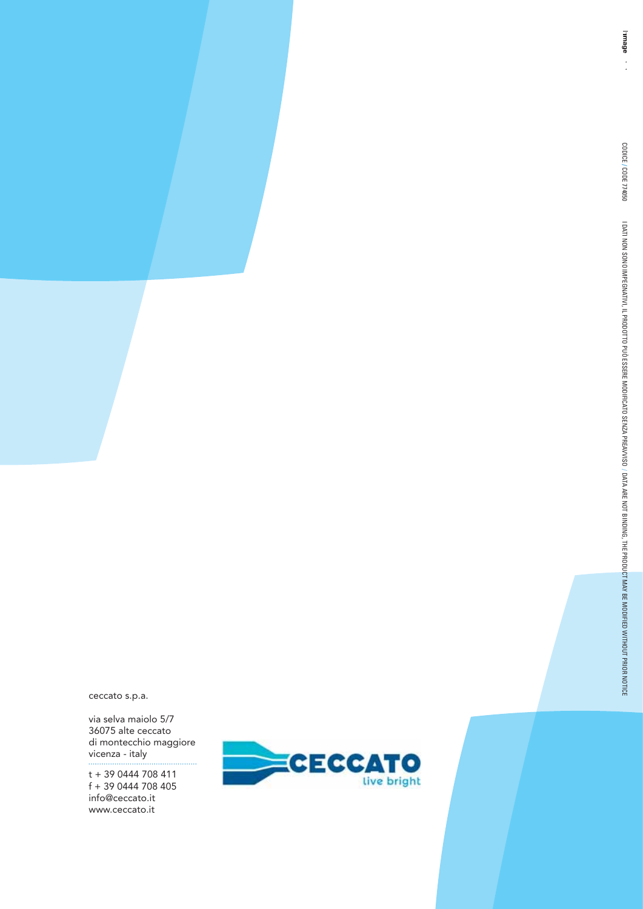ceccato s.p.a.

via selva maiolo 5/7
36075 alte ceccato
di montecchio maggiore
vicenza - italy

t + 39 0444 708 411
f + 39 0444 708 405
info@ceccato.it
www.ceccato.it

CECCATO
live bright

CODICE / CODE 74050

I DATI NON SONO IMPEGNATIVI, IL PRODOTTO PUÒ ESSERE MODIFICATO SENZA PREAVVISO / DATA ARE NOT BINDING, THE PRODUCT MAY BE MODIFIED WITHOUT PRIOR NOTICE